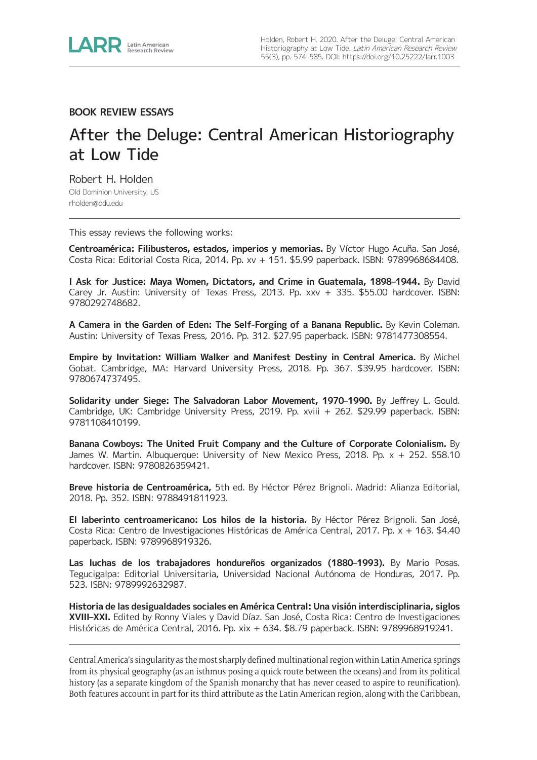BOOK REVIEW ESSAYS

# After the Deluge: Central American Historiography at Low Tide

Robert H. Holden
Old Dominion University, US
rholden@odu.edu

---

This essay reviews the following works:

**Centroamérica: Filibusteros, estados, imperios y memorias.** By Víctor Hugo Acuña. San José, Costa Rica: Editorial Costa Rica, 2014. Pp. xv + 151. $5.99 paperback. ISBN: 9789968684408.

**I Ask for Justice: Maya Women, Dictators, and Crime in Guatemala, 1898–1944.** By David Carey Jr. Austin: University of Texas Press, 2013. Pp. xxv + 335. $55.00 hardcover. ISBN: 9780292748682.

**A Camera in the Garden of Eden: The Self-Forging of a Banana Republic.** By Kevin Coleman. Austin: University of Texas Press, 2016. Pp. 312. $27.95 paperback. ISBN: 9781477308554.

**Empire by Invitation: William Walker and Manifest Destiny in Central America.** By Michel Gobat. Cambridge, MA: Harvard University Press, 2018. Pp. 367. $39.95 hardcover. ISBN: 9780674737495.

**Solidarity under Siege: The Salvadoran Labor Movement, 1970–1990.** By Jeffrey L. Gould. Cambridge, UK: Cambridge University Press, 2019. Pp. xviii + 262. $29.99 paperback. ISBN: 9781108410199.

**Banana Cowboys: The United Fruit Company and the Culture of Corporate Colonialism.** By James W. Martin. Albuquerque: University of New Mexico Press, 2018. Pp. x + 252. $58.10 hardcover. ISBN: 9780826359421.

**Breve historia de Centroamérica,** 5th ed. By Héctor Pérez Brignoli. Madrid: Alianza Editorial, 2018. Pp. 352. ISBN: 9788491811923.

**El laberinto centroamericano: Los hilos de la historia.** By Héctor Pérez Brignoli. San José, Costa Rica: Centro de Investigaciones Históricas de América Central, 2017. Pp. x + 163. $4.40 paperback. ISBN: 9789968919326.

**Las luchas de los trabajadores hondureños organizados (1880–1993).** By Mario Posas. Tegucigalpa: Editorial Universitaria, Universidad Nacional Autónoma de Honduras, 2017. Pp. 523. ISBN: 9789992632987.

**Historia de las desigualdades sociales en América Central: Una visión interdisciplinaria, siglos XVIII–XXI.** Edited by Ronny Viales y David Díaz. San José, Costa Rica: Centro de Investigaciones Históricas de América Central, 2016. Pp. xix + 634. $8.79 paperback. ISBN: 9789968919241.

---

Central America's singularity as the most sharply defined multinational region within Latin America springs from its physical geography (as an isthmus posing a quick route between the oceans) and from its political history (as a separate kingdom of the Spanish monarchy that has never ceased to aspire to reunification). Both features account in part for its third attribute as the Latin American region, along with the Caribbean,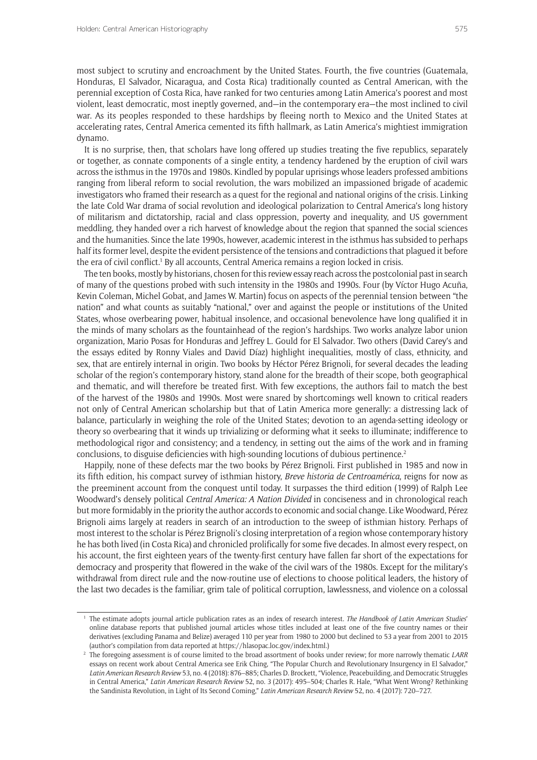most subject to scrutiny and encroachment by the United States. Fourth, the five countries (Guatemala, Honduras, El Salvador, Nicaragua, and Costa Rica) traditionally counted as Central American, with the perennial exception of Costa Rica, have ranked for two centuries among Latin America's poorest and most violent, least democratic, most ineptly governed, and—in the contemporary era—the most inclined to civil war. As its peoples responded to these hardships by fleeing north to Mexico and the United States at accelerating rates, Central America cemented its fifth hallmark, as Latin America's mightiest immigration dynamo.

It is no surprise, then, that scholars have long offered up studies treating the five republics, separately or together, as connate components of a single entity, a tendency hardened by the eruption of civil wars across the isthmus in the 1970s and 1980s. Kindled by popular uprisings whose leaders professed ambitions ranging from liberal reform to social revolution, the wars mobilized an impassioned brigade of academic investigators who framed their research as a quest for the regional and national origins of the crisis. Linking the late Cold War drama of social revolution and ideological polarization to Central America's long history of militarism and dictatorship, racial and class oppression, poverty and inequality, and US government meddling, they handed over a rich harvest of knowledge about the region that spanned the social sciences and the humanities. Since the late 1990s, however, academic interest in the isthmus has subsided to perhaps half its former level, despite the evident persistence of the tensions and contradictions that plagued it before the era of civil conflict.[1] By all accounts, Central America remains a region locked in crisis.

The ten books, mostly by historians, chosen for this review essay reach across the postcolonial past in search of many of the questions probed with such intensity in the 1980s and 1990s. Four (by Víctor Hugo Acuña, Kevin Coleman, Michel Gobat, and James W. Martin) focus on aspects of the perennial tension between "the nation" and what counts as suitably "national," over and against the people or institutions of the United States, whose overbearing power, habitual insolence, and occasional benevolence have long qualified it in the minds of many scholars as the fountainhead of the region's hardships. Two works analyze labor union organization, Mario Posas for Honduras and Jeffrey L. Gould for El Salvador. Two others (David Carey's and the essays edited by Ronny Viales and David Díaz) highlight inequalities, mostly of class, ethnicity, and sex, that are entirely internal in origin. Two books by Héctor Pérez Brignoli, for several decades the leading scholar of the region's contemporary history, stand alone for the breadth of their scope, both geographical and thematic, and will therefore be treated first. With few exceptions, the authors fail to match the best of the harvest of the 1980s and 1990s. Most were snared by shortcomings well known to critical readers not only of Central American scholarship but that of Latin America more generally: a distressing lack of balance, particularly in weighing the role of the United States; devotion to an agenda-setting ideology or theory so overbearing that it winds up trivializing or deforming what it seeks to illuminate; indifference to methodological rigor and consistency; and a tendency, in setting out the aims of the work and in framing conclusions, to disguise deficiencies with high-sounding locutions of dubious pertinence.[2]

Happily, none of these defects mar the two books by Pérez Brignoli. First published in 1985 and now in its fifth edition, his compact survey of isthmian history, *Breve historia de Centroamérica*, reigns for now as the preeminent account from the conquest until today. It surpasses the third edition (1999) of Ralph Lee Woodward's densely political *Central America: A Nation Divided* in conciseness and in chronological reach but more formidably in the priority the author accords to economic and social change. Like Woodward, Pérez Brignoli aims largely at readers in search of an introduction to the sweep of isthmian history. Perhaps of most interest to the scholar is Pérez Brignoli's closing interpretation of a region whose contemporary history he has both lived (in Costa Rica) and chronicled prolifically for some five decades. In almost every respect, on his account, the first eighteen years of the twenty-first century have fallen far short of the expectations for democracy and prosperity that flowered in the wake of the civil wars of the 1980s. Except for the military's withdrawal from direct rule and the now-routine use of elections to choose political leaders, the history of the last two decades is the familiar, grim tale of political corruption, lawlessness, and violence on a colossal

[1] The estimate adopts journal article publication rates as an index of research interest. *The Handbook of Latin American Studies*' online database reports that published journal articles whose titles included at least one of the five country names or their derivatives (excluding Panama and Belize) averaged 110 per year from 1980 to 2000 but declined to 53 a year from 2001 to 2015 (author's compilation from data reported at https://hlasopac.loc.gov/index.html.)

[2] The foregoing assessment is of course limited to the broad assortment of books under review; for more narrowly thematic *LARR* essays on recent work about Central America see Erik Ching, "The Popular Church and Revolutionary Insurgency in El Salvador," *Latin American Research Review* 53, no. 4 (2018): 876–885; Charles D. Brockett, "Violence, Peacebuilding, and Democratic Struggles in Central America," *Latin American Research Review* 52, no. 3 (2017): 495–504; Charles R. Hale, "What Went Wrong? Rethinking the Sandinista Revolution, in Light of Its Second Coming," *Latin American Research Review* 52, no. 4 (2017): 720–727.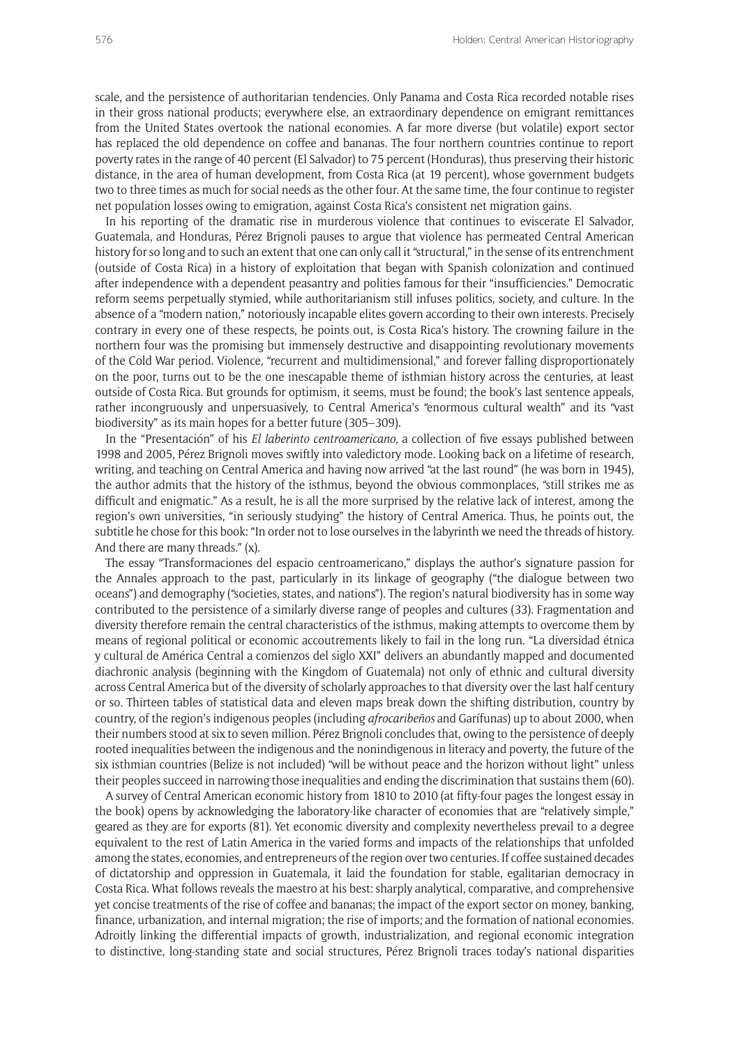scale, and the persistence of authoritarian tendencies. Only Panama and Costa Rica recorded notable rises in their gross national products; everywhere else, an extraordinary dependence on emigrant remittances from the United States overtook the national economies. A far more diverse (but volatile) export sector has replaced the old dependence on coffee and bananas. The four northern countries continue to report poverty rates in the range of 40 percent (El Salvador) to 75 percent (Honduras), thus preserving their historic distance, in the area of human development, from Costa Rica (at 19 percent), whose government budgets two to three times as much for social needs as the other four. At the same time, the four continue to register net population losses owing to emigration, against Costa Rica's consistent net migration gains.

In his reporting of the dramatic rise in murderous violence that continues to eviscerate El Salvador, Guatemala, and Honduras, Pérez Brignoli pauses to argue that violence has permeated Central American history for so long and to such an extent that one can only call it "structural," in the sense of its entrenchment (outside of Costa Rica) in a history of exploitation that began with Spanish colonization and continued after independence with a dependent peasantry and polities famous for their "insufficiencies." Democratic reform seems perpetually stymied, while authoritarianism still infuses politics, society, and culture. In the absence of a "modern nation," notoriously incapable elites govern according to their own interests. Precisely contrary in every one of these respects, he points out, is Costa Rica's history. The crowning failure in the northern four was the promising but immensely destructive and disappointing revolutionary movements of the Cold War period. Violence, "recurrent and multidimensional," and forever falling disproportionately on the poor, turns out to be the one inescapable theme of isthmian history across the centuries, at least outside of Costa Rica. But grounds for optimism, it seems, must be found; the book's last sentence appeals, rather incongruously and unpersuasively, to Central America's "enormous cultural wealth" and its "vast biodiversity" as its main hopes for a better future (305–309).

In the "Presentación" of his *El laberinto centroamericano*, a collection of five essays published between 1998 and 2005, Pérez Brignoli moves swiftly into valedictory mode. Looking back on a lifetime of research, writing, and teaching on Central America and having now arrived "at the last round" (he was born in 1945), the author admits that the history of the isthmus, beyond the obvious commonplaces, "still strikes me as difficult and enigmatic." As a result, he is all the more surprised by the relative lack of interest, among the region's own universities, "in seriously studying" the history of Central America. Thus, he points out, the subtitle he chose for this book: "In order not to lose ourselves in the labyrinth we need the threads of history. And there are many threads." (x).

The essay "Transformaciones del espacio centroamericano," displays the author's signature passion for the Annales approach to the past, particularly in its linkage of geography ("the dialogue between two oceans") and demography ("societies, states, and nations"). The region's natural biodiversity has in some way contributed to the persistence of a similarly diverse range of peoples and cultures (33). Fragmentation and diversity therefore remain the central characteristics of the isthmus, making attempts to overcome them by means of regional political or economic accoutrements likely to fail in the long run. "La diversidad étnica y cultural de América Central a comienzos del siglo XXI" delivers an abundantly mapped and documented diachronic analysis (beginning with the Kingdom of Guatemala) not only of ethnic and cultural diversity across Central America but of the diversity of scholarly approaches to that diversity over the last half century or so. Thirteen tables of statistical data and eleven maps break down the shifting distribution, country by country, of the region's indigenous peoples (including *afrocaribeños* and Garífunas) up to about 2000, when their numbers stood at six to seven million. Pérez Brignoli concludes that, owing to the persistence of deeply rooted inequalities between the indigenous and the nonindigenous in literacy and poverty, the future of the six isthmian countries (Belize is not included) "will be without peace and the horizon without light" unless their peoples succeed in narrowing those inequalities and ending the discrimination that sustains them (60).

A survey of Central American economic history from 1810 to 2010 (at fifty-four pages the longest essay in the book) opens by acknowledging the laboratory-like character of economies that are "relatively simple," geared as they are for exports (81). Yet economic diversity and complexity nevertheless prevail to a degree equivalent to the rest of Latin America in the varied forms and impacts of the relationships that unfolded among the states, economies, and entrepreneurs of the region over two centuries. If coffee sustained decades of dictatorship and oppression in Guatemala, it laid the foundation for stable, egalitarian democracy in Costa Rica. What follows reveals the maestro at his best: sharply analytical, comparative, and comprehensive yet concise treatments of the rise of coffee and bananas; the impact of the export sector on money, banking, finance, urbanization, and internal migration; the rise of imports; and the formation of national economies. Adroitly linking the differential impacts of growth, industrialization, and regional economic integration to distinctive, long-standing state and social structures, Pérez Brignoli traces today's national disparities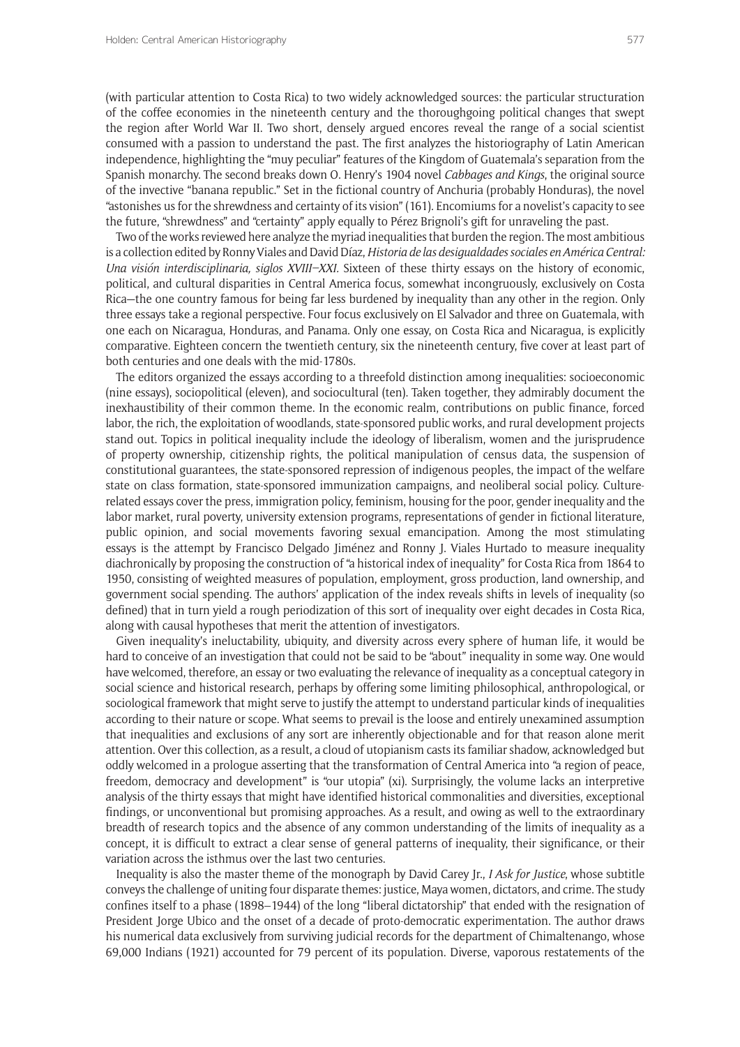(with particular attention to Costa Rica) to two widely acknowledged sources: the particular structuration of the coffee economies in the nineteenth century and the thoroughgoing political changes that swept the region after World War II. Two short, densely argued encores reveal the range of a social scientist consumed with a passion to understand the past. The first analyzes the historiography of Latin American independence, highlighting the "muy peculiar" features of the Kingdom of Guatemala's separation from the Spanish monarchy. The second breaks down O. Henry's 1904 novel *Cabbages and Kings*, the original source of the invective "banana republic." Set in the fictional country of Anchuria (probably Honduras), the novel "astonishes us for the shrewdness and certainty of its vision" (161). Encomiums for a novelist's capacity to see the future, "shrewdness" and "certainty" apply equally to Pérez Brignoli's gift for unraveling the past.

Two of the works reviewed here analyze the myriad inequalities that burden the region. The most ambitious is a collection edited by Ronny Viales and David Díaz, *Historia de las desigualdades sociales en América Central: Una visión interdisciplinaria, siglos XVIII–XXI*. Sixteen of these thirty essays on the history of economic, political, and cultural disparities in Central America focus, somewhat incongruously, exclusively on Costa Rica—the one country famous for being far less burdened by inequality than any other in the region. Only three essays take a regional perspective. Four focus exclusively on El Salvador and three on Guatemala, with one each on Nicaragua, Honduras, and Panama. Only one essay, on Costa Rica and Nicaragua, is explicitly comparative. Eighteen concern the twentieth century, six the nineteenth century, five cover at least part of both centuries and one deals with the mid-1780s.

The editors organized the essays according to a threefold distinction among inequalities: socioeconomic (nine essays), sociopolitical (eleven), and sociocultural (ten). Taken together, they admirably document the inexhaustibility of their common theme. In the economic realm, contributions on public finance, forced labor, the rich, the exploitation of woodlands, state-sponsored public works, and rural development projects stand out. Topics in political inequality include the ideology of liberalism, women and the jurisprudence of property ownership, citizenship rights, the political manipulation of census data, the suspension of constitutional guarantees, the state-sponsored repression of indigenous peoples, the impact of the welfare state on class formation, state-sponsored immunization campaigns, and neoliberal social policy. Culture-related essays cover the press, immigration policy, feminism, housing for the poor, gender inequality and the labor market, rural poverty, university extension programs, representations of gender in fictional literature, public opinion, and social movements favoring sexual emancipation. Among the most stimulating essays is the attempt by Francisco Delgado Jiménez and Ronny J. Viales Hurtado to measure inequality diachronically by proposing the construction of "a historical index of inequality" for Costa Rica from 1864 to 1950, consisting of weighted measures of population, employment, gross production, land ownership, and government social spending. The authors' application of the index reveals shifts in levels of inequality (so defined) that in turn yield a rough periodization of this sort of inequality over eight decades in Costa Rica, along with causal hypotheses that merit the attention of investigators.

Given inequality's ineluctability, ubiquity, and diversity across every sphere of human life, it would be hard to conceive of an investigation that could not be said to be "about" inequality in some way. One would have welcomed, therefore, an essay or two evaluating the relevance of inequality as a conceptual category in social science and historical research, perhaps by offering some limiting philosophical, anthropological, or sociological framework that might serve to justify the attempt to understand particular kinds of inequalities according to their nature or scope. What seems to prevail is the loose and entirely unexamined assumption that inequalities and exclusions of any sort are inherently objectionable and for that reason alone merit attention. Over this collection, as a result, a cloud of utopianism casts its familiar shadow, acknowledged but oddly welcomed in a prologue asserting that the transformation of Central America into "a region of peace, freedom, democracy and development" is "our utopia" (xi). Surprisingly, the volume lacks an interpretive analysis of the thirty essays that might have identified historical commonalities and diversities, exceptional findings, or unconventional but promising approaches. As a result, and owing as well to the extraordinary breadth of research topics and the absence of any common understanding of the limits of inequality as a concept, it is difficult to extract a clear sense of general patterns of inequality, their significance, or their variation across the isthmus over the last two centuries.

Inequality is also the master theme of the monograph by David Carey Jr., *I Ask for Justice*, whose subtitle conveys the challenge of uniting four disparate themes: justice, Maya women, dictators, and crime. The study confines itself to a phase (1898–1944) of the long "liberal dictatorship" that ended with the resignation of President Jorge Ubico and the onset of a decade of proto-democratic experimentation. The author draws his numerical data exclusively from surviving judicial records for the department of Chimaltenango, whose 69,000 Indians (1921) accounted for 79 percent of its population. Diverse, vaporous restatements of the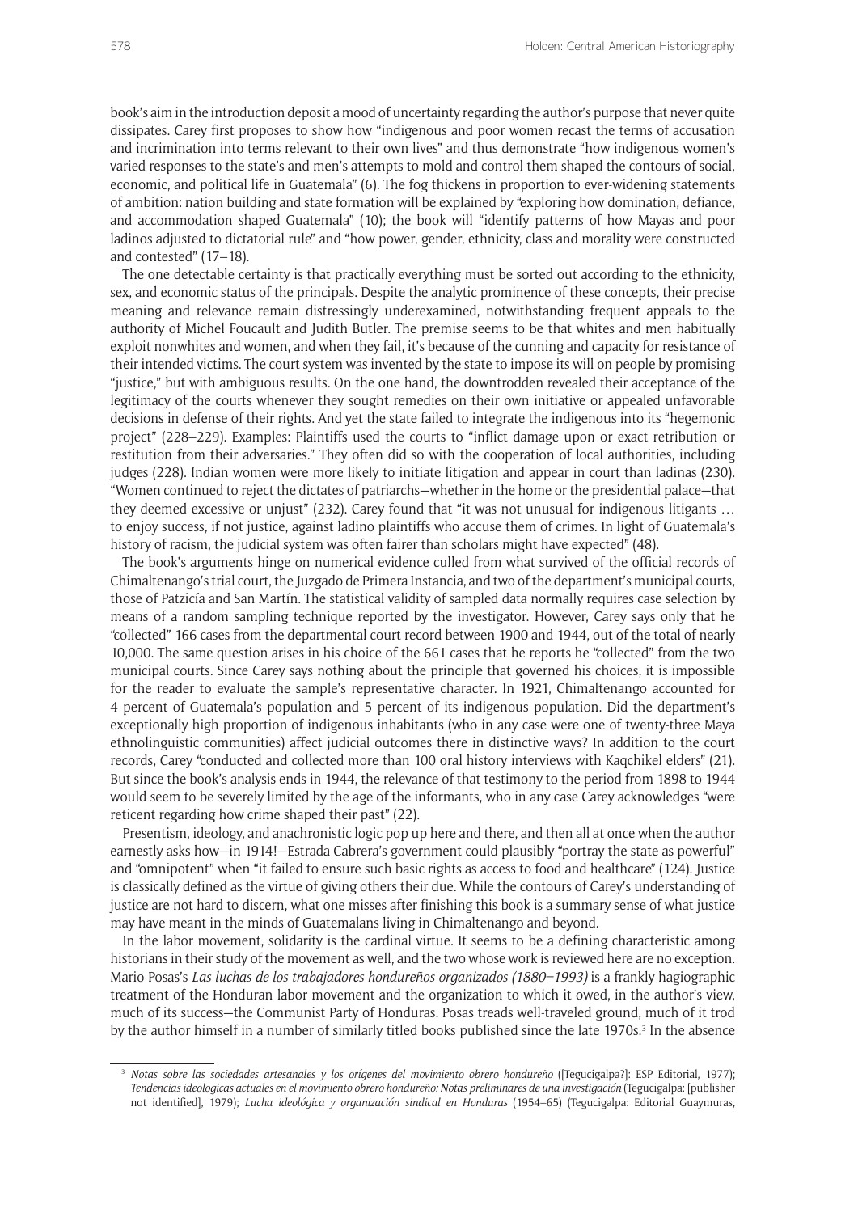book's aim in the introduction deposit a mood of uncertainty regarding the author's purpose that never quite dissipates. Carey first proposes to show how "indigenous and poor women recast the terms of accusation and incrimination into terms relevant to their own lives" and thus demonstrate "how indigenous women's varied responses to the state's and men's attempts to mold and control them shaped the contours of social, economic, and political life in Guatemala" (6). The fog thickens in proportion to ever-widening statements of ambition: nation building and state formation will be explained by "exploring how domination, defiance, and accommodation shaped Guatemala" (10); the book will "identify patterns of how Mayas and poor ladinos adjusted to dictatorial rule" and "how power, gender, ethnicity, class and morality were constructed and contested" (17–18).

The one detectable certainty is that practically everything must be sorted out according to the ethnicity, sex, and economic status of the principals. Despite the analytic prominence of these concepts, their precise meaning and relevance remain distressingly underexamined, notwithstanding frequent appeals to the authority of Michel Foucault and Judith Butler. The premise seems to be that whites and men habitually exploit nonwhites and women, and when they fail, it's because of the cunning and capacity for resistance of their intended victims. The court system was invented by the state to impose its will on people by promising "justice," but with ambiguous results. On the one hand, the downtrodden revealed their acceptance of the legitimacy of the courts whenever they sought remedies on their own initiative or appealed unfavorable decisions in defense of their rights. And yet the state failed to integrate the indigenous into its "hegemonic project" (228–229). Examples: Plaintiffs used the courts to "inflict damage upon or exact retribution or restitution from their adversaries." They often did so with the cooperation of local authorities, including judges (228). Indian women were more likely to initiate litigation and appear in court than ladinas (230). "Women continued to reject the dictates of patriarchs—whether in the home or the presidential palace—that they deemed excessive or unjust" (232). Carey found that "it was not unusual for indigenous litigants … to enjoy success, if not justice, against ladino plaintiffs who accuse them of crimes. In light of Guatemala's history of racism, the judicial system was often fairer than scholars might have expected" (48).

The book's arguments hinge on numerical evidence culled from what survived of the official records of Chimaltenango's trial court, the Juzgado de Primera Instancia, and two of the department's municipal courts, those of Patzicía and San Martín. The statistical validity of sampled data normally requires case selection by means of a random sampling technique reported by the investigator. However, Carey says only that he "collected" 166 cases from the departmental court record between 1900 and 1944, out of the total of nearly 10,000. The same question arises in his choice of the 661 cases that he reports he "collected" from the two municipal courts. Since Carey says nothing about the principle that governed his choices, it is impossible for the reader to evaluate the sample's representative character. In 1921, Chimaltenango accounted for 4 percent of Guatemala's population and 5 percent of its indigenous population. Did the department's exceptionally high proportion of indigenous inhabitants (who in any case were one of twenty-three Maya ethnolinguistic communities) affect judicial outcomes there in distinctive ways? In addition to the court records, Carey "conducted and collected more than 100 oral history interviews with Kaqchikel elders" (21). But since the book's analysis ends in 1944, the relevance of that testimony to the period from 1898 to 1944 would seem to be severely limited by the age of the informants, who in any case Carey acknowledges "were reticent regarding how crime shaped their past" (22).

Presentism, ideology, and anachronistic logic pop up here and there, and then all at once when the author earnestly asks how—in 1914!—Estrada Cabrera's government could plausibly "portray the state as powerful" and "omnipotent" when "it failed to ensure such basic rights as access to food and healthcare" (124). Justice is classically defined as the virtue of giving others their due. While the contours of Carey's understanding of justice are not hard to discern, what one misses after finishing this book is a summary sense of what justice may have meant in the minds of Guatemalans living in Chimaltenango and beyond.

In the labor movement, solidarity is the cardinal virtue. It seems to be a defining characteristic among historians in their study of the movement as well, and the two whose work is reviewed here are no exception. Mario Posas's *Las luchas de los trabajadores hondureños organizados (1880–1993)* is a frankly hagiographic treatment of the Honduran labor movement and the organization to which it owed, in the author's view, much of its success—the Communist Party of Honduras. Posas treads well-traveled ground, much of it trod by the author himself in a number of similarly titled books published since the late 1970s.[3] In the absence

[3] *Notas sobre las sociedades artesanales y los orígenes del movimiento obrero hondureño* ([Tegucigalpa?]: ESP Editorial, 1977); *Tendencias ideologicas actuales en el movimiento obrero hondureño: Notas preliminares de una investigación* (Tegucigalpa: [publisher not identified], 1979); *Lucha ideológica y organización sindical en Honduras* (1954–65) (Tegucigalpa: Editorial Guaymuras,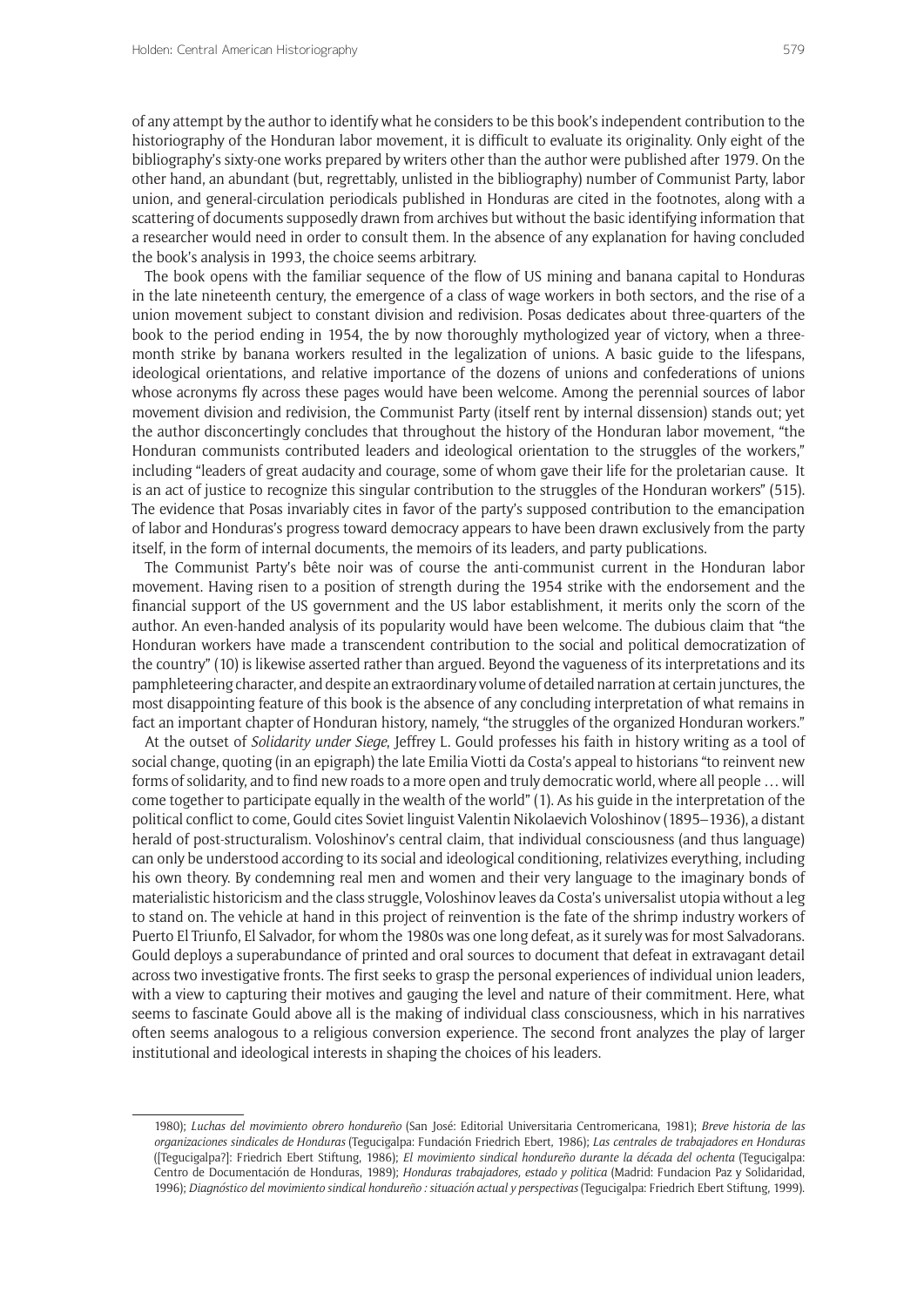of any attempt by the author to identify what he considers to be this book's independent contribution to the historiography of the Honduran labor movement, it is difficult to evaluate its originality. Only eight of the bibliography's sixty-one works prepared by writers other than the author were published after 1979. On the other hand, an abundant (but, regrettably, unlisted in the bibliography) number of Communist Party, labor union, and general-circulation periodicals published in Honduras are cited in the footnotes, along with a scattering of documents supposedly drawn from archives but without the basic identifying information that a researcher would need in order to consult them. In the absence of any explanation for having concluded the book's analysis in 1993, the choice seems arbitrary.

The book opens with the familiar sequence of the flow of US mining and banana capital to Honduras in the late nineteenth century, the emergence of a class of wage workers in both sectors, and the rise of a union movement subject to constant division and redivision. Posas dedicates about three-quarters of the book to the period ending in 1954, the by now thoroughly mythologized year of victory, when a three-month strike by banana workers resulted in the legalization of unions. A basic guide to the lifespans, ideological orientations, and relative importance of the dozens of unions and confederations of unions whose acronyms fly across these pages would have been welcome. Among the perennial sources of labor movement division and redivision, the Communist Party (itself rent by internal dissension) stands out; yet the author disconcertingly concludes that throughout the history of the Honduran labor movement, "the Honduran communists contributed leaders and ideological orientation to the struggles of the workers," including "leaders of great audacity and courage, some of whom gave their life for the proletarian cause. It is an act of justice to recognize this singular contribution to the struggles of the Honduran workers" (515). The evidence that Posas invariably cites in favor of the party's supposed contribution to the emancipation of labor and Honduras's progress toward democracy appears to have been drawn exclusively from the party itself, in the form of internal documents, the memoirs of its leaders, and party publications.

The Communist Party's bête noir was of course the anti-communist current in the Honduran labor movement. Having risen to a position of strength during the 1954 strike with the endorsement and the financial support of the US government and the US labor establishment, it merits only the scorn of the author. An even-handed analysis of its popularity would have been welcome. The dubious claim that "the Honduran workers have made a transcendent contribution to the social and political democratization of the country" (10) is likewise asserted rather than argued. Beyond the vagueness of its interpretations and its pamphleteering character, and despite an extraordinary volume of detailed narration at certain junctures, the most disappointing feature of this book is the absence of any concluding interpretation of what remains in fact an important chapter of Honduran history, namely, "the struggles of the organized Honduran workers."

At the outset of *Solidarity under Siege*, Jeffrey L. Gould professes his faith in history writing as a tool of social change, quoting (in an epigraph) the late Emilia Viotti da Costa's appeal to historians "to reinvent new forms of solidarity, and to find new roads to a more open and truly democratic world, where all people … will come together to participate equally in the wealth of the world" (1). As his guide in the interpretation of the political conflict to come, Gould cites Soviet linguist Valentin Nikolaevich Voloshinov (1895–1936), a distant herald of post-structuralism. Voloshinov's central claim, that individual consciousness (and thus language) can only be understood according to its social and ideological conditioning, relativizes everything, including his own theory. By condemning real men and women and their very language to the imaginary bonds of materialistic historicism and the class struggle, Voloshinov leaves da Costa's universalist utopia without a leg to stand on. The vehicle at hand in this project of reinvention is the fate of the shrimp industry workers of Puerto El Triunfo, El Salvador, for whom the 1980s was one long defeat, as it surely was for most Salvadorans. Gould deploys a superabundance of printed and oral sources to document that defeat in extravagant detail across two investigative fronts. The first seeks to grasp the personal experiences of individual union leaders, with a view to capturing their motives and gauging the level and nature of their commitment. Here, what seems to fascinate Gould above all is the making of individual class consciousness, which in his narratives often seems analogous to a religious conversion experience. The second front analyzes the play of larger institutional and ideological interests in shaping the choices of his leaders.

---

1980); *Luchas del movimiento obrero hondureño* (San José: Editorial Universitaria Centromericana, 1981); *Breve historia de las organizaciones sindicales de Honduras* (Tegucigalpa: Fundación Friedrich Ebert, 1986); *Las centrales de trabajadores en Honduras* ([Tegucigalpa?]: Friedrich Ebert Stiftung, 1986); *El movimiento sindical hondureño durante la década del ochenta* (Tegucigalpa: Centro de Documentación de Honduras, 1989); *Honduras trabajadores, estado y politica* (Madrid: Fundacion Paz y Solidaridad, 1996); *Diagnóstico del movimiento sindical hondureño : situación actual y perspectivas* (Tegucigalpa: Friedrich Ebert Stiftung, 1999).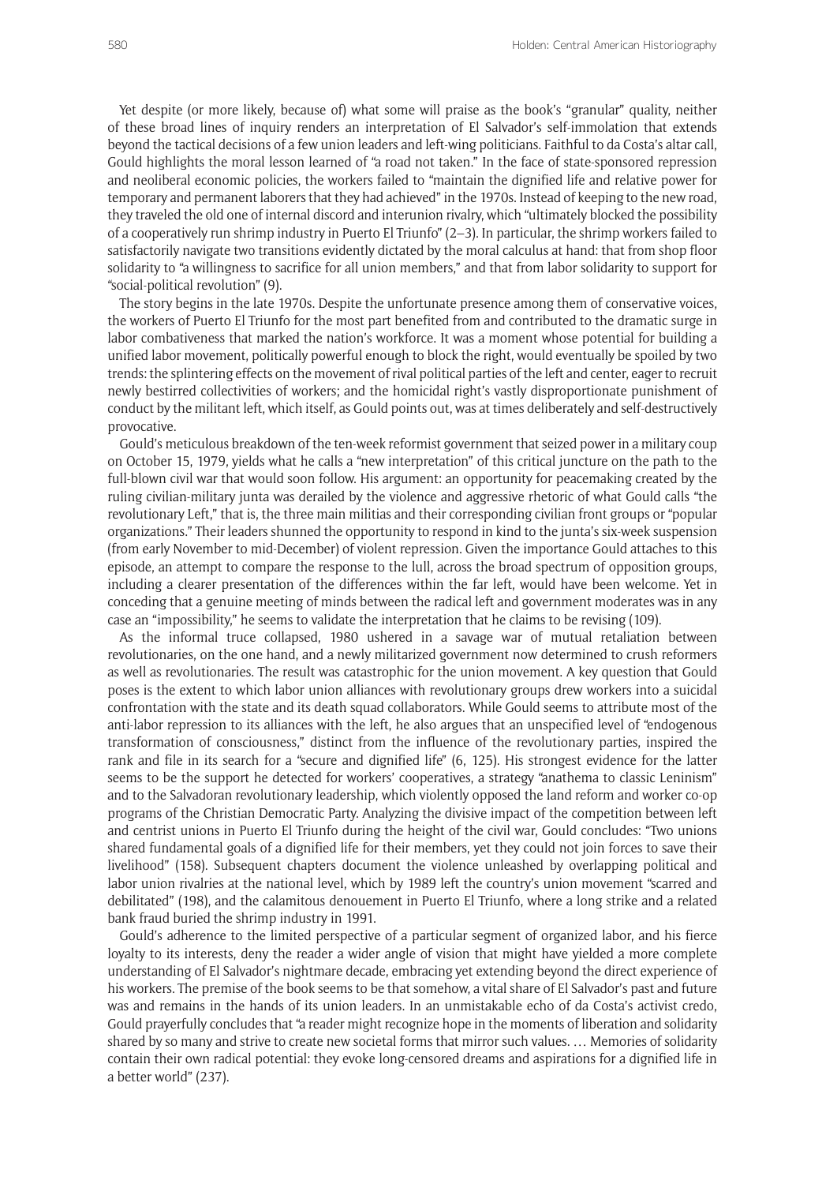Yet despite (or more likely, because of) what some will praise as the book's "granular" quality, neither of these broad lines of inquiry renders an interpretation of El Salvador's self-immolation that extends beyond the tactical decisions of a few union leaders and left-wing politicians. Faithful to da Costa's altar call, Gould highlights the moral lesson learned of "a road not taken." In the face of state-sponsored repression and neoliberal economic policies, the workers failed to "maintain the dignified life and relative power for temporary and permanent laborers that they had achieved" in the 1970s. Instead of keeping to the new road, they traveled the old one of internal discord and interunion rivalry, which "ultimately blocked the possibility of a cooperatively run shrimp industry in Puerto El Triunfo" (2–3). In particular, the shrimp workers failed to satisfactorily navigate two transitions evidently dictated by the moral calculus at hand: that from shop floor solidarity to "a willingness to sacrifice for all union members," and that from labor solidarity to support for "social-political revolution" (9).

The story begins in the late 1970s. Despite the unfortunate presence among them of conservative voices, the workers of Puerto El Triunfo for the most part benefited from and contributed to the dramatic surge in labor combativeness that marked the nation's workforce. It was a moment whose potential for building a unified labor movement, politically powerful enough to block the right, would eventually be spoiled by two trends: the splintering effects on the movement of rival political parties of the left and center, eager to recruit newly bestirred collectivities of workers; and the homicidal right's vastly disproportionate punishment of conduct by the militant left, which itself, as Gould points out, was at times deliberately and self-destructively provocative.

Gould's meticulous breakdown of the ten-week reformist government that seized power in a military coup on October 15, 1979, yields what he calls a "new interpretation" of this critical juncture on the path to the full-blown civil war that would soon follow. His argument: an opportunity for peacemaking created by the ruling civilian-military junta was derailed by the violence and aggressive rhetoric of what Gould calls "the revolutionary Left," that is, the three main militias and their corresponding civilian front groups or "popular organizations." Their leaders shunned the opportunity to respond in kind to the junta's six-week suspension (from early November to mid-December) of violent repression. Given the importance Gould attaches to this episode, an attempt to compare the response to the lull, across the broad spectrum of opposition groups, including a clearer presentation of the differences within the far left, would have been welcome. Yet in conceding that a genuine meeting of minds between the radical left and government moderates was in any case an "impossibility," he seems to validate the interpretation that he claims to be revising (109).

As the informal truce collapsed, 1980 ushered in a savage war of mutual retaliation between revolutionaries, on the one hand, and a newly militarized government now determined to crush reformers as well as revolutionaries. The result was catastrophic for the union movement. A key question that Gould poses is the extent to which labor union alliances with revolutionary groups drew workers into a suicidal confrontation with the state and its death squad collaborators. While Gould seems to attribute most of the anti-labor repression to its alliances with the left, he also argues that an unspecified level of "endogenous transformation of consciousness," distinct from the influence of the revolutionary parties, inspired the rank and file in its search for a "secure and dignified life" (6, 125). His strongest evidence for the latter seems to be the support he detected for workers' cooperatives, a strategy "anathema to classic Leninism" and to the Salvadoran revolutionary leadership, which violently opposed the land reform and worker co-op programs of the Christian Democratic Party. Analyzing the divisive impact of the competition between left and centrist unions in Puerto El Triunfo during the height of the civil war, Gould concludes: "Two unions shared fundamental goals of a dignified life for their members, yet they could not join forces to save their livelihood" (158). Subsequent chapters document the violence unleashed by overlapping political and labor union rivalries at the national level, which by 1989 left the country's union movement "scarred and debilitated" (198), and the calamitous denouement in Puerto El Triunfo, where a long strike and a related bank fraud buried the shrimp industry in 1991.

Gould's adherence to the limited perspective of a particular segment of organized labor, and his fierce loyalty to its interests, deny the reader a wider angle of vision that might have yielded a more complete understanding of El Salvador's nightmare decade, embracing yet extending beyond the direct experience of his workers. The premise of the book seems to be that somehow, a vital share of El Salvador's past and future was and remains in the hands of its union leaders. In an unmistakable echo of da Costa's activist credo, Gould prayerfully concludes that "a reader might recognize hope in the moments of liberation and solidarity shared by so many and strive to create new societal forms that mirror such values. … Memories of solidarity contain their own radical potential: they evoke long-censored dreams and aspirations for a dignified life in a better world" (237).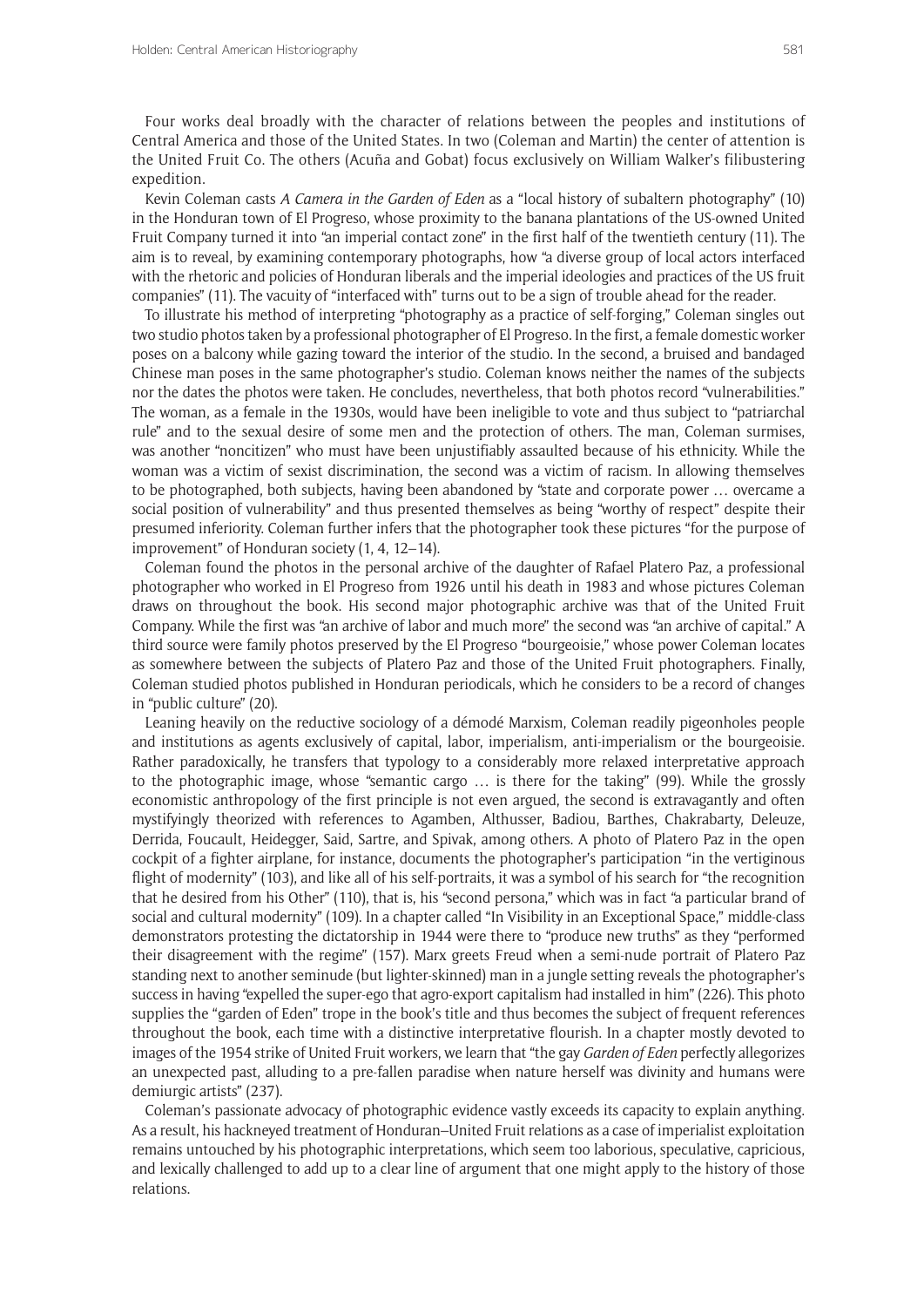Four works deal broadly with the character of relations between the peoples and institutions of Central America and those of the United States. In two (Coleman and Martin) the center of attention is the United Fruit Co. The others (Acuña and Gobat) focus exclusively on William Walker's filibustering expedition.

Kevin Coleman casts *A Camera in the Garden of Eden* as a "local history of subaltern photography" (10) in the Honduran town of El Progreso, whose proximity to the banana plantations of the US-owned United Fruit Company turned it into "an imperial contact zone" in the first half of the twentieth century (11). The aim is to reveal, by examining contemporary photographs, how "a diverse group of local actors interfaced with the rhetoric and policies of Honduran liberals and the imperial ideologies and practices of the US fruit companies" (11). The vacuity of "interfaced with" turns out to be a sign of trouble ahead for the reader.

To illustrate his method of interpreting "photography as a practice of self-forging," Coleman singles out two studio photos taken by a professional photographer of El Progreso. In the first, a female domestic worker poses on a balcony while gazing toward the interior of the studio. In the second, a bruised and bandaged Chinese man poses in the same photographer's studio. Coleman knows neither the names of the subjects nor the dates the photos were taken. He concludes, nevertheless, that both photos record "vulnerabilities." The woman, as a female in the 1930s, would have been ineligible to vote and thus subject to "patriarchal rule" and to the sexual desire of some men and the protection of others. The man, Coleman surmises, was another "noncitizen" who must have been unjustifiably assaulted because of his ethnicity. While the woman was a victim of sexist discrimination, the second was a victim of racism. In allowing themselves to be photographed, both subjects, having been abandoned by "state and corporate power … overcame a social position of vulnerability" and thus presented themselves as being "worthy of respect" despite their presumed inferiority. Coleman further infers that the photographer took these pictures "for the purpose of improvement" of Honduran society (1, 4, 12–14).

Coleman found the photos in the personal archive of the daughter of Rafael Platero Paz, a professional photographer who worked in El Progreso from 1926 until his death in 1983 and whose pictures Coleman draws on throughout the book. His second major photographic archive was that of the United Fruit Company. While the first was "an archive of labor and much more" the second was "an archive of capital." A third source were family photos preserved by the El Progreso "bourgeoisie," whose power Coleman locates as somewhere between the subjects of Platero Paz and those of the United Fruit photographers. Finally, Coleman studied photos published in Honduran periodicals, which he considers to be a record of changes in "public culture" (20).

Leaning heavily on the reductive sociology of a démodé Marxism, Coleman readily pigeonholes people and institutions as agents exclusively of capital, labor, imperialism, anti-imperialism or the bourgeoisie. Rather paradoxically, he transfers that typology to a considerably more relaxed interpretative approach to the photographic image, whose "semantic cargo … is there for the taking" (99). While the grossly economistic anthropology of the first principle is not even argued, the second is extravagantly and often mystifyingly theorized with references to Agamben, Althusser, Badiou, Barthes, Chakrabarty, Deleuze, Derrida, Foucault, Heidegger, Said, Sartre, and Spivak, among others. A photo of Platero Paz in the open cockpit of a fighter airplane, for instance, documents the photographer's participation "in the vertiginous flight of modernity" (103), and like all of his self-portraits, it was a symbol of his search for "the recognition that he desired from his Other" (110), that is, his "second persona," which was in fact "a particular brand of social and cultural modernity" (109). In a chapter called "In Visibility in an Exceptional Space," middle-class demonstrators protesting the dictatorship in 1944 were there to "produce new truths" as they "performed their disagreement with the regime" (157). Marx greets Freud when a semi-nude portrait of Platero Paz standing next to another seminude (but lighter-skinned) man in a jungle setting reveals the photographer's success in having "expelled the super-ego that agro-export capitalism had installed in him" (226). This photo supplies the "garden of Eden" trope in the book's title and thus becomes the subject of frequent references throughout the book, each time with a distinctive interpretative flourish. In a chapter mostly devoted to images of the 1954 strike of United Fruit workers, we learn that "the gay *Garden of Eden* perfectly allegorizes an unexpected past, alluding to a pre-fallen paradise when nature herself was divinity and humans were demiurgic artists" (237).

Coleman's passionate advocacy of photographic evidence vastly exceeds its capacity to explain anything. As a result, his hackneyed treatment of Honduran–United Fruit relations as a case of imperialist exploitation remains untouched by his photographic interpretations, which seem too laborious, speculative, capricious, and lexically challenged to add up to a clear line of argument that one might apply to the history of those relations.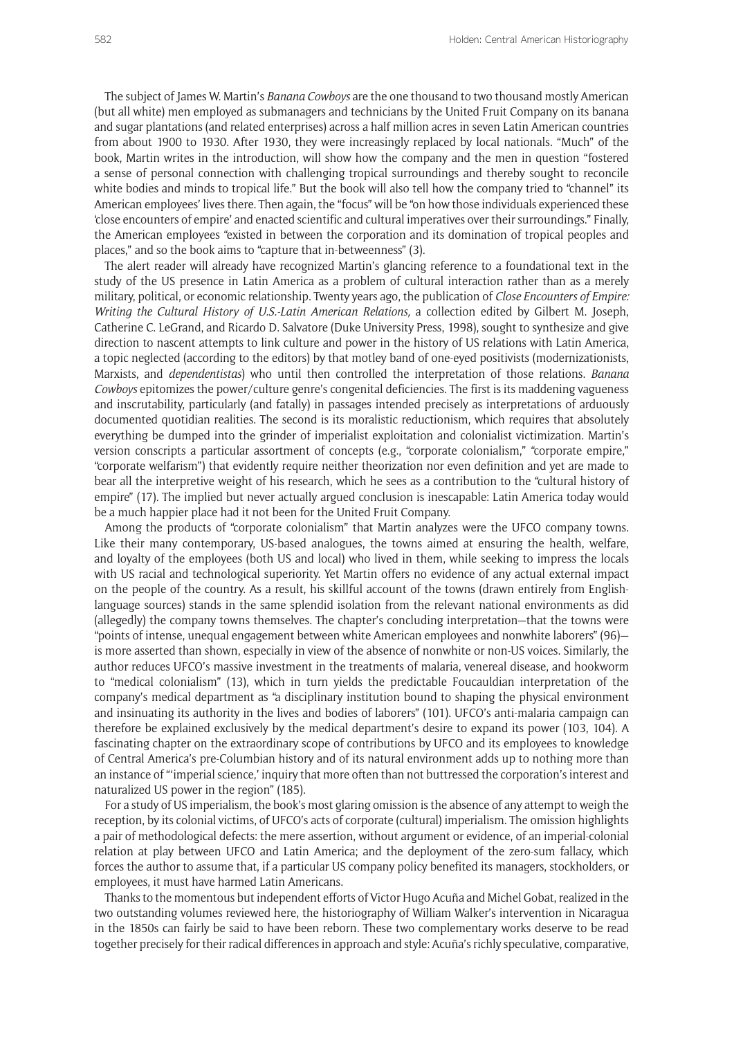The subject of James W. Martin's *Banana Cowboys* are the one thousand to two thousand mostly American (but all white) men employed as submanagers and technicians by the United Fruit Company on its banana and sugar plantations (and related enterprises) across a half million acres in seven Latin American countries from about 1900 to 1930. After 1930, they were increasingly replaced by local nationals. "Much" of the book, Martin writes in the introduction, will show how the company and the men in question "fostered a sense of personal connection with challenging tropical surroundings and thereby sought to reconcile white bodies and minds to tropical life." But the book will also tell how the company tried to "channel" its American employees' lives there. Then again, the "focus" will be "on how those individuals experienced these 'close encounters of empire' and enacted scientific and cultural imperatives over their surroundings." Finally, the American employees "existed in between the corporation and its domination of tropical peoples and places," and so the book aims to "capture that in-betweenness" (3).

The alert reader will already have recognized Martin's glancing reference to a foundational text in the study of the US presence in Latin America as a problem of cultural interaction rather than as a merely military, political, or economic relationship. Twenty years ago, the publication of *Close Encounters of Empire: Writing the Cultural History of U.S.-Latin American Relations,* a collection edited by Gilbert M. Joseph, Catherine C. LeGrand, and Ricardo D. Salvatore (Duke University Press, 1998), sought to synthesize and give direction to nascent attempts to link culture and power in the history of US relations with Latin America, a topic neglected (according to the editors) by that motley band of one-eyed positivists (modernizationists, Marxists, and *dependentistas*) who until then controlled the interpretation of those relations. *Banana Cowboys* epitomizes the power/culture genre's congenital deficiencies. The first is its maddening vagueness and inscrutability, particularly (and fatally) in passages intended precisely as interpretations of arduously documented quotidian realities. The second is its moralistic reductionism, which requires that absolutely everything be dumped into the grinder of imperialist exploitation and colonialist victimization. Martin's version conscripts a particular assortment of concepts (e.g., "corporate colonialism," "corporate empire," "corporate welfarism") that evidently require neither theorization nor even definition and yet are made to bear all the interpretive weight of his research, which he sees as a contribution to the "cultural history of empire" (17). The implied but never actually argued conclusion is inescapable: Latin America today would be a much happier place had it not been for the United Fruit Company.

Among the products of "corporate colonialism" that Martin analyzes were the UFCO company towns. Like their many contemporary, US-based analogues, the towns aimed at ensuring the health, welfare, and loyalty of the employees (both US and local) who lived in them, while seeking to impress the locals with US racial and technological superiority. Yet Martin offers no evidence of any actual external impact on the people of the country. As a result, his skillful account of the towns (drawn entirely from English-language sources) stands in the same splendid isolation from the relevant national environments as did (allegedly) the company towns themselves. The chapter's concluding interpretation—that the towns were "points of intense, unequal engagement between white American employees and nonwhite laborers" (96)—is more asserted than shown, especially in view of the absence of nonwhite or non-US voices. Similarly, the author reduces UFCO's massive investment in the treatments of malaria, venereal disease, and hookworm to "medical colonialism" (13), which in turn yields the predictable Foucauldian interpretation of the company's medical department as "a disciplinary institution bound to shaping the physical environment and insinuating its authority in the lives and bodies of laborers" (101). UFCO's anti-malaria campaign can therefore be explained exclusively by the medical department's desire to expand its power (103, 104). A fascinating chapter on the extraordinary scope of contributions by UFCO and its employees to knowledge of Central America's pre-Columbian history and of its natural environment adds up to nothing more than an instance of "'imperial science,' inquiry that more often than not buttressed the corporation's interest and naturalized US power in the region" (185).

For a study of US imperialism, the book's most glaring omission is the absence of any attempt to weigh the reception, by its colonial victims, of UFCO's acts of corporate (cultural) imperialism. The omission highlights a pair of methodological defects: the mere assertion, without argument or evidence, of an imperial-colonial relation at play between UFCO and Latin America; and the deployment of the zero-sum fallacy, which forces the author to assume that, if a particular US company policy benefited its managers, stockholders, or employees, it must have harmed Latin Americans.

Thanks to the momentous but independent efforts of Victor Hugo Acuña and Michel Gobat, realized in the two outstanding volumes reviewed here, the historiography of William Walker's intervention in Nicaragua in the 1850s can fairly be said to have been reborn. These two complementary works deserve to be read together precisely for their radical differences in approach and style: Acuña's richly speculative, comparative,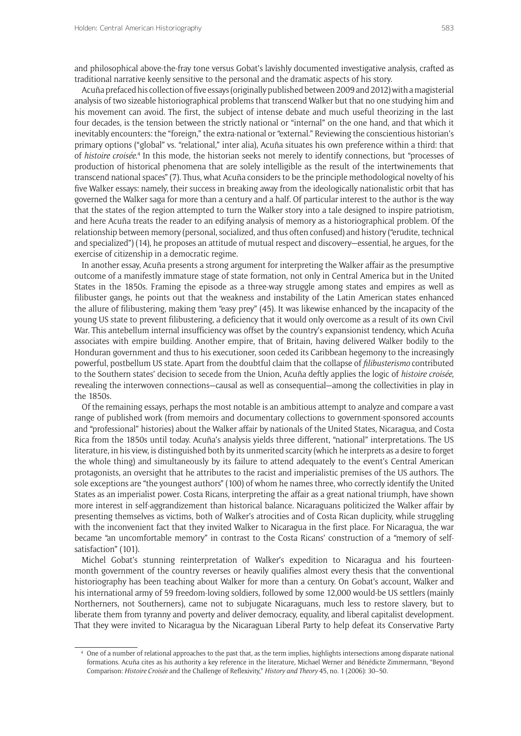and philosophical above-the-fray tone versus Gobat's lavishly documented investigative analysis, crafted as traditional narrative keenly sensitive to the personal and the dramatic aspects of his story.

Acuña prefaced his collection of five essays (originally published between 2009 and 2012) with a magisterial analysis of two sizeable historiographical problems that transcend Walker but that no one studying him and his movement can avoid. The first, the subject of intense debate and much useful theorizing in the last four decades, is the tension between the strictly national or "internal" on the one hand, and that which it inevitably encounters: the "foreign," the extra-national or "external." Reviewing the conscientious historian's primary options ("global" vs. "relational," inter alia), Acuña situates his own preference within a third: that of *histoire croisée*.[4] In this mode, the historian seeks not merely to identify connections, but "processes of production of historical phenomena that are solely intelligible as the result of the intertwinements that transcend national spaces" (7). Thus, what Acuña considers to be the principle methodological novelty of his five Walker essays: namely, their success in breaking away from the ideologically nationalistic orbit that has governed the Walker saga for more than a century and a half. Of particular interest to the author is the way that the states of the region attempted to turn the Walker story into a tale designed to inspire patriotism, and here Acuña treats the reader to an edifying analysis of memory as a historiographical problem. Of the relationship between memory (personal, socialized, and thus often confused) and history ("erudite, technical and specialized") (14), he proposes an attitude of mutual respect and discovery—essential, he argues, for the exercise of citizenship in a democratic regime.

In another essay, Acuña presents a strong argument for interpreting the Walker affair as the presumptive outcome of a manifestly immature stage of state formation, not only in Central America but in the United States in the 1850s. Framing the episode as a three-way struggle among states and empires as well as filibuster gangs, he points out that the weakness and instability of the Latin American states enhanced the allure of filibustering, making them "easy prey" (45). It was likewise enhanced by the incapacity of the young US state to prevent filibustering, a deficiency that it would only overcome as a result of its own Civil War. This antebellum internal insufficiency was offset by the country's expansionist tendency, which Acuña associates with empire building. Another empire, that of Britain, having delivered Walker bodily to the Honduran government and thus to his executioner, soon ceded its Caribbean hegemony to the increasingly powerful, postbellum US state. Apart from the doubtful claim that the collapse of *filibusterismo* contributed to the Southern states' decision to secede from the Union, Acuña deftly applies the logic of *histoire croisée*, revealing the interwoven connections—causal as well as consequential—among the collectivities in play in the 1850s.

Of the remaining essays, perhaps the most notable is an ambitious attempt to analyze and compare a vast range of published work (from memoirs and documentary collections to government-sponsored accounts and "professional" histories) about the Walker affair by nationals of the United States, Nicaragua, and Costa Rica from the 1850s until today. Acuña's analysis yields three different, "national" interpretations. The US literature, in his view, is distinguished both by its unmerited scarcity (which he interprets as a desire to forget the whole thing) and simultaneously by its failure to attend adequately to the event's Central American protagonists, an oversight that he attributes to the racist and imperialistic premises of the US authors. The sole exceptions are "the youngest authors" (100) of whom he names three, who correctly identify the United States as an imperialist power. Costa Ricans, interpreting the affair as a great national triumph, have shown more interest in self-aggrandizement than historical balance. Nicaraguans politicized the Walker affair by presenting themselves as victims, both of Walker's atrocities and of Costa Rican duplicity, while struggling with the inconvenient fact that they invited Walker to Nicaragua in the first place. For Nicaragua, the war became "an uncomfortable memory" in contrast to the Costa Ricans' construction of a "memory of self-satisfaction" (101).

Michel Gobat's stunning reinterpretation of Walker's expedition to Nicaragua and his fourteen-month government of the country reverses or heavily qualifies almost every thesis that the conventional historiography has been teaching about Walker for more than a century. On Gobat's account, Walker and his international army of 59 freedom-loving soldiers, followed by some 12,000 would-be US settlers (mainly Northerners, not Southerners), came not to subjugate Nicaraguans, much less to restore slavery, but to liberate them from tyranny and poverty and deliver democracy, equality, and liberal capitalist development. That they were invited to Nicaragua by the Nicaraguan Liberal Party to help defeat its Conservative Party

---

[4] One of a number of relational approaches to the past that, as the term implies, highlights intersections among disparate national formations. Acuña cites as his authority a key reference in the literature, Michael Werner and Bénédicte Zimmermann, "Beyond Comparison: *Histoire Croisée* and the Challenge of Reflexivity," *History and Theory* 45, no. 1 (2006): 30–50.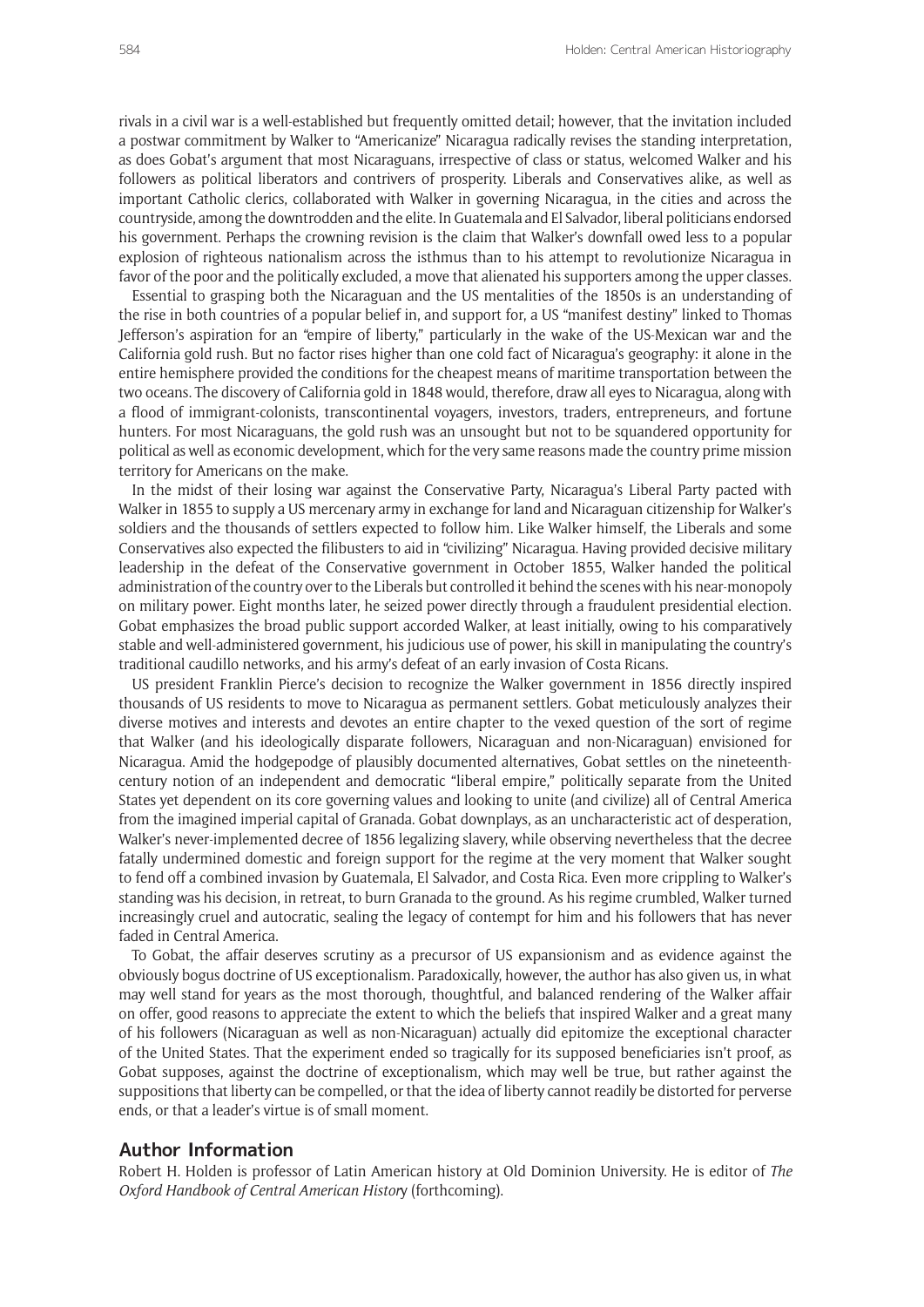rivals in a civil war is a well-established but frequently omitted detail; however, that the invitation included a postwar commitment by Walker to "Americanize" Nicaragua radically revises the standing interpretation, as does Gobat's argument that most Nicaraguans, irrespective of class or status, welcomed Walker and his followers as political liberators and contrivers of prosperity. Liberals and Conservatives alike, as well as important Catholic clerics, collaborated with Walker in governing Nicaragua, in the cities and across the countryside, among the downtrodden and the elite. In Guatemala and El Salvador, liberal politicians endorsed his government. Perhaps the crowning revision is the claim that Walker's downfall owed less to a popular explosion of righteous nationalism across the isthmus than to his attempt to revolutionize Nicaragua in favor of the poor and the politically excluded, a move that alienated his supporters among the upper classes.

Essential to grasping both the Nicaraguan and the US mentalities of the 1850s is an understanding of the rise in both countries of a popular belief in, and support for, a US "manifest destiny" linked to Thomas Jefferson's aspiration for an "empire of liberty," particularly in the wake of the US-Mexican war and the California gold rush. But no factor rises higher than one cold fact of Nicaragua's geography: it alone in the entire hemisphere provided the conditions for the cheapest means of maritime transportation between the two oceans. The discovery of California gold in 1848 would, therefore, draw all eyes to Nicaragua, along with a flood of immigrant-colonists, transcontinental voyagers, investors, traders, entrepreneurs, and fortune hunters. For most Nicaraguans, the gold rush was an unsought but not to be squandered opportunity for political as well as economic development, which for the very same reasons made the country prime mission territory for Americans on the make.

In the midst of their losing war against the Conservative Party, Nicaragua's Liberal Party pacted with Walker in 1855 to supply a US mercenary army in exchange for land and Nicaraguan citizenship for Walker's soldiers and the thousands of settlers expected to follow him. Like Walker himself, the Liberals and some Conservatives also expected the filibusters to aid in "civilizing" Nicaragua. Having provided decisive military leadership in the defeat of the Conservative government in October 1855, Walker handed the political administration of the country over to the Liberals but controlled it behind the scenes with his near-monopoly on military power. Eight months later, he seized power directly through a fraudulent presidential election. Gobat emphasizes the broad public support accorded Walker, at least initially, owing to his comparatively stable and well-administered government, his judicious use of power, his skill in manipulating the country's traditional caudillo networks, and his army's defeat of an early invasion of Costa Ricans.

US president Franklin Pierce's decision to recognize the Walker government in 1856 directly inspired thousands of US residents to move to Nicaragua as permanent settlers. Gobat meticulously analyzes their diverse motives and interests and devotes an entire chapter to the vexed question of the sort of regime that Walker (and his ideologically disparate followers, Nicaraguan and non-Nicaraguan) envisioned for Nicaragua. Amid the hodgepodge of plausibly documented alternatives, Gobat settles on the nineteenth-century notion of an independent and democratic "liberal empire," politically separate from the United States yet dependent on its core governing values and looking to unite (and civilize) all of Central America from the imagined imperial capital of Granada. Gobat downplays, as an uncharacteristic act of desperation, Walker's never-implemented decree of 1856 legalizing slavery, while observing nevertheless that the decree fatally undermined domestic and foreign support for the regime at the very moment that Walker sought to fend off a combined invasion by Guatemala, El Salvador, and Costa Rica. Even more crippling to Walker's standing was his decision, in retreat, to burn Granada to the ground. As his regime crumbled, Walker turned increasingly cruel and autocratic, sealing the legacy of contempt for him and his followers that has never faded in Central America.

To Gobat, the affair deserves scrutiny as a precursor of US expansionism and as evidence against the obviously bogus doctrine of US exceptionalism. Paradoxically, however, the author has also given us, in what may well stand for years as the most thorough, thoughtful, and balanced rendering of the Walker affair on offer, good reasons to appreciate the extent to which the beliefs that inspired Walker and a great many of his followers (Nicaraguan as well as non-Nicaraguan) actually did epitomize the exceptional character of the United States. That the experiment ended so tragically for its supposed beneficiaries isn't proof, as Gobat supposes, against the doctrine of exceptionalism, which may well be true, but rather against the suppositions that liberty can be compelled, or that the idea of liberty cannot readily be distorted for perverse ends, or that a leader's virtue is of small moment.

## Author Information

Robert H. Holden is professor of Latin American history at Old Dominion University. He is editor of *The Oxford Handbook of Central American History* (forthcoming).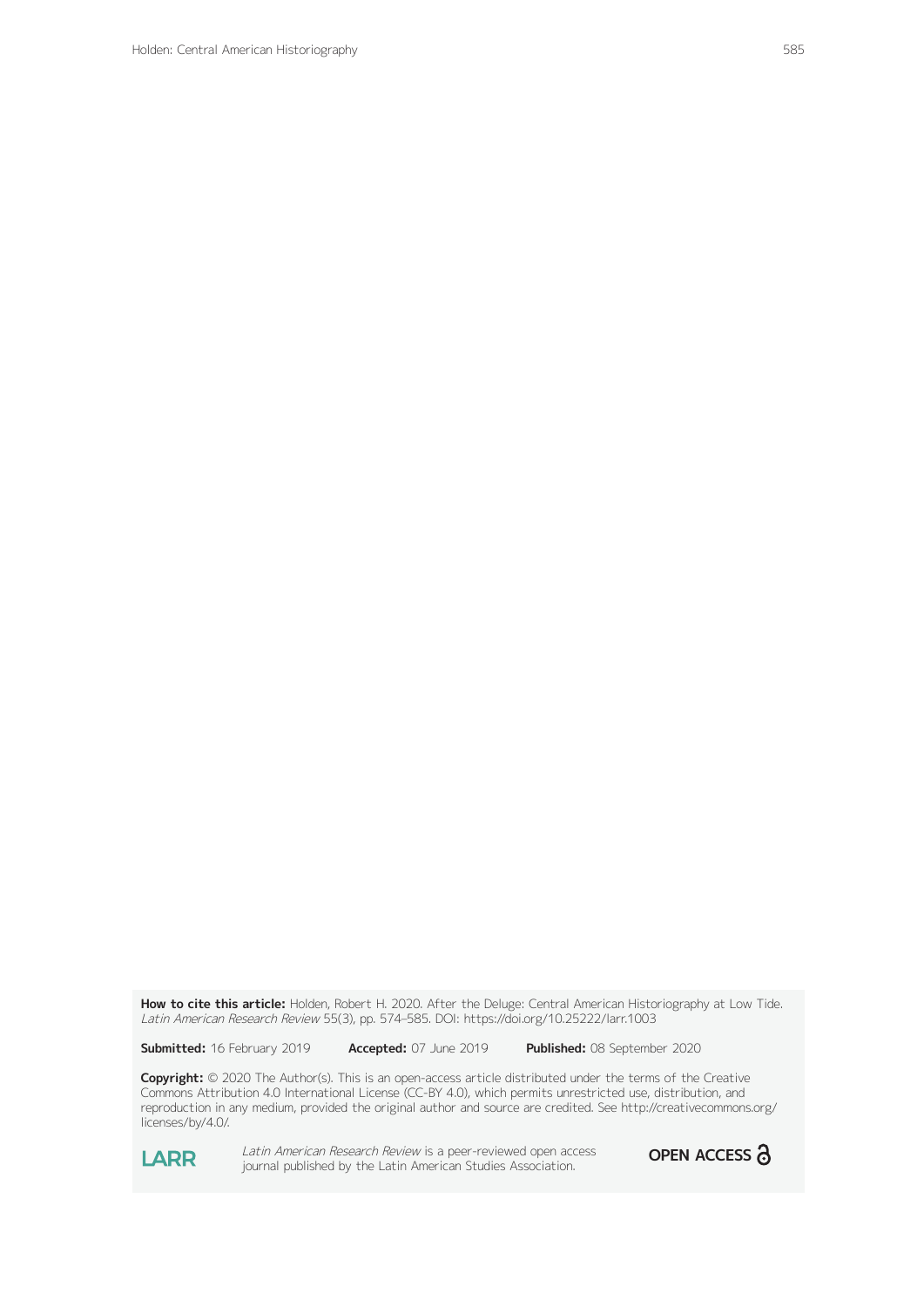**How to cite this article:** Holden, Robert H. 2020. After the Deluge: Central American Historiography at Low Tide. *Latin American Research Review* 55(3), pp. 574–585. DOI: https://doi.org/10.25222/larr.1003

**Submitted:** 16 February 2019 **Accepted:** 07 June 2019 **Published:** 08 September 2020

**Copyright:** © 2020 The Author(s). This is an open-access article distributed under the terms of the Creative Commons Attribution 4.0 International License (CC-BY 4.0), which permits unrestricted use, distribution, and reproduction in any medium, provided the original author and source are credited. See http://creativecommons.org/licenses/by/4.0/.

LARR

*Latin American Research Review* is a peer-reviewed open access journal published by the Latin American Studies Association.

OPEN ACCESS